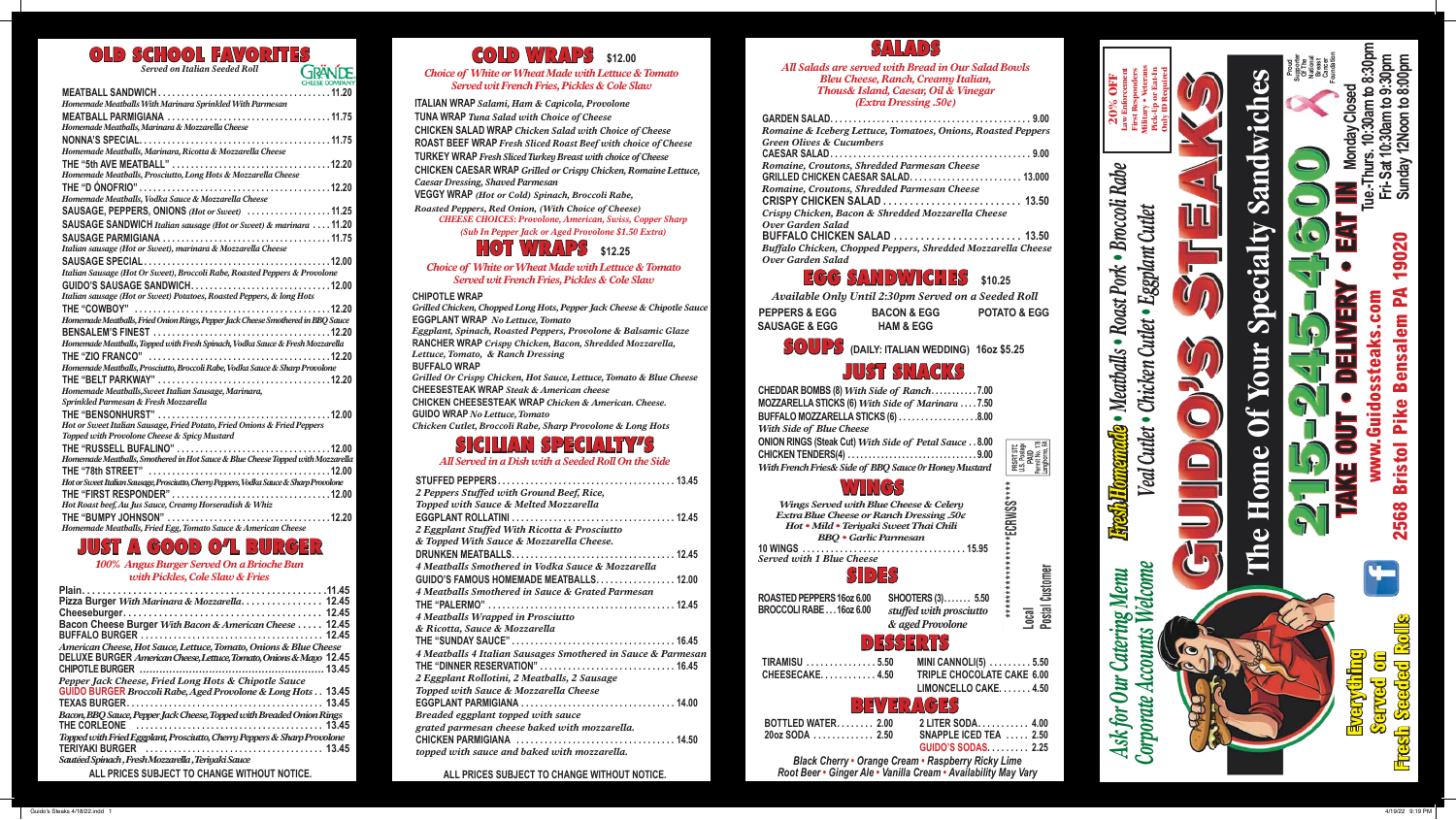# OLD SCHOOL FAVORITES

*Served on Italian Seeded Roll*

GRANDE CHEESE COMPANY

**MEATBALL SANDWICH** .......... 11.20
*Homemade Meatballs With Marinara Sprinkled With Parmesan*

**MEATBALL PARMIGIANA** .......... 11.75
*Homemade Meatballs, Marinara & Mozzarella Cheese*

**NONNA'S SPECIAL** .......... 11.75
*Homemade Meatballs, Marinara, Ricotta & Mozzarella Cheese*

**THE "5th AVE MEATBALL"** .......... 12.20
*Homemade Meatballs, Prosciutto, Long Hots & Mozzarella Cheese*

**THE "D ÓNOFRIO"** .......... 12.20
*Homemade Meatballs, Vodka Sauce & Mozzarella Cheese*

**SAUSAGE, PEPPERS, ONIONS** *(Hot or Sweet)* .......... 11.25

**SAUSAGE SANDWICH** *Italian sausage (Hot or Sweet) & marinara* .......... 11.20

**SAUSAGE PARMIGIANA** .......... 11.75
*Italian sausage (Hot or Sweet), marinara & Mozzarella Cheese*

**SAUSAGE SPECIAL** .......... 12.00
*Italian Sausage (Hot Or Sweet), Broccoli Rabe, Roasted Peppers & Provolone*

**GUIDO'S SAUSAGE SANDWICH** .......... 12.00
*Italian sausage (Hot or Sweet) Potatoes, Roasted Peppers, & Long Hots*

**THE "COWBOY"** .......... 12.20
*Homemade Meatballs, Fried Onion Rings, Pepper Jack Cheese Smothered in BBQ Sauce*

**BENSALEM'S FINEST** .......... 12.20
*Homemade Meatballs, Topped with Fresh Spinach, Vodka Sauce & Fresh Mozzarella*

**THE "ZIO FRANCO"** .......... 12.20
*Homemade Meatballs, Prosciutto, Broccoli Rabe, Vodka Sauce & Sharp Provolone*

**THE "BELT PARKWAY"** .......... 12.20
*Homemade Meatballs, Sweet Italian Sausage, Marinara, Sprinkled Parmesan & Fresh Mozzarella*

**THE "BENSONHURST"** .......... 12.00
*Hot or Sweet Italian Sausage, Fried Potato, Fried Onions & Fried Peppers Topped with Provolone Cheese & Spicy Mustard*

**THE "RUSSELL BUFALINO"** .......... 12.00
*Homemade Meatballs, Smothered in Hot Sauce & Blue Cheese Topped with Mozzarella*

**THE "78th STREET"** .......... 12.00
*Hot or Sweet Italian Sausage, Prosciutto, Cherry Peppers, Vodka Sauce & Sharp Provolone*

**THE "FIRST RESPONDER"** .......... 12.00
*Hot Roast beef, Au Jus Sauce, Creamy Horseradish & Whiz*

**THE "BUMPY JOHNSON"** .......... 12.20
*Homemade Meatballs, Fried Egg, Tomato Sauce & American Cheese*

# JUST A GOOD O'L BURGER

*100% Angus Burger Served On a Brioche Bun with Pickles, Cole Slaw & Fries*

**Plain** .......... 11.45

**Pizza Burger** *With Marinara & Mozzarella* .......... 12.45

**Cheeseburger** .......... 12.45

**Bacon Cheese Burger** *With Bacon & American Cheese* .......... 12.45

**BUFFALO BURGER** .......... 12.45
*American Cheese, Hot Sauce, Lettuce, Tomato, Onions & Blue Cheese*

**DELUXE BURGER** *American Cheese, Lettuce, Tomato, Onions & Mayo* 12.45

**CHIPOTLE BURGER** .......... 13.45
*Pepper Jack Cheese, Fried Long Hots & Chipotle Sauce*

**GUIDO BURGER** *Broccoli Rabe, Aged Provolone & Long Hots* .. 13.45

**TEXAS BURGER** .......... 13.45
*Bacon, BBQ Sauce, Pepper Jack Cheese, Topped with Breaded Onion Rings*

**THE CORLEONE** .......... 13.45
*Topped with Fried Eggplant, Prosciutto, Cherry Peppers & Sharp Provolone*

**TERIYAKI BURGER** .......... 13.45
*Sautéed Spinach, Fresh Mozzarella, Teriyaki Sauce*

ALL PRICES SUBJECT TO CHANGE WITHOUT NOTICE.

# COLD WRAPS $12.00

*Choice of White or Wheat Made with Lettuce & Tomato Served wit French Fries, Pickles & Cole Slaw*

**ITALIAN WRAP** *Salami, Ham & Capicola, Provolone*

**TUNA WRAP** *Tuna Salad with Choice of Cheese*

**CHICKEN SALAD WRAP** *Chicken Salad with Choice of Cheese*

**ROAST BEEF WRAP** *Fresh Sliced Roast Beef with choice of Cheese*

**TURKEY WRAP** *Fresh Sliced Turkey Breast with choice of Cheese*

**CHICKEN CAESAR WRAP** *Grilled or Crispy Chicken, Romaine Lettuce, Caesar Dressing, Shaved Parmesan*

**VEGGY WRAP** *(Hot or Cold) Spinach, Broccoli Rabe, Roasted Peppers, Red Onion, (With Choice of Cheese)*

*CHEESE CHOICES: Provolone, American, Swiss, Copper Sharp (Sub In Pepper Jack or Aged Provolone $1.50 Extra)*

# HOT WRAPS $12.25

*Choice of White or Wheat Made with Lettuce & Tomato Served wit French Fries, Pickles & Cole Slaw*

**CHIPOTLE WRAP**
*Grilled Chicken, Chopped Long Hots, Pepper Jack Cheese & Chipotle Sauce*

**EGGPLANT WRAP** *No Lettuce, Tomato*
*Eggplant, Spinach, Roasted Peppers, Provolone & Balsamic Glaze*

**RANCHER WRAP** *Crispy Chicken, Bacon, Shredded Mozzarella, Lettuce, Tomato, & Ranch Dressing*

**BUFFALO WRAP**
*Grilled Or Crispy Chicken, Hot Sauce, Lettuce, Tomato & Blue Cheese*

**CHEESESTEAK WRAP** *Steak & American cheese*

**CHICKEN CHEESESTEAK WRAP** *Chicken & American. Cheese.*

**GUIDO WRAP** *No Lettuce, Tomato*
*Chicken Cutlet, Broccoli Rabe, Sharp Provolone & Long Hots*

# SICILIAN SPECIALTY'S

*All Served in a Dish with a Seeded Roll On the Side*

**STUFFED PEPPERS** .......... 13.45
*2 Peppers Stuffed with Ground Beef, Rice, Topped with Sauce & Melted Mozzarella*

**EGGPLANT ROLLATINI** .......... 12.45
*2 Eggplant Stuffed With Ricotta & Prosciutto & Topped With Sauce & Mozzarella Cheese.*

**DRUNKEN MEATBALLS** .......... 12.45
*4 Meatballs Smothered in Vodka Sauce & Mozzarella*

**GUIDO'S FAMOUS HOMEMADE MEATBALLS** .......... 12.00
*4 Meatballs Smothered in Sauce & Grated Parmesan*

**THE "PALERMO"** .......... 12.45
*4 Meatballs Wrapped in Prosciutto & Ricotta, Sauce & Mozzarella*

**THE "SUNDAY SAUCE"** .......... 16.45
*4 Meatballs 4 Italian Sausages Smothered in Sauce & Parmesan*

**THE "DINNER RESERVATION"** .......... 16.45
*2 Eggplant Rollotini, 2 Meatballs, 2 Sausage Topped with Sauce & Mozzarella Cheese*

**EGGPLANT PARMIGIANA** .......... 14.00
*Breaded eggplant topped with sauce grated parmesan cheese baked with mozzarella.*

**CHICKEN PARMIGIANA** .......... 14.50
*topped with sauce and baked with mozzarella.*

ALL PRICES SUBJECT TO CHANGE WITHOUT NOTICE.

# SALADS

*All Salads are served with Bread in Our Salad Bowls Bleu Cheese, Ranch, Creamy Italian, Thous& Island, Caesar, Oil & Vinegar (Extra Dressing .50¢)*

**GARDEN SALAD** .......... 9.00
*Romaine & Iceberg Lettuce, Tomatoes, Onions, Roasted Peppers Green Olives & Cucumbers*

**CAESAR SALAD** .......... 9.00
*Romaine, Croutons, Shredded Parmesan Cheese*

**GRILLED CHICKEN CAESAR SALAD** .......... 13.000
*Romaine, Croutons, Shredded Parmesan Cheese*

**CRISPY CHICKEN SALAD** .......... 13.50
*Crispy Chicken, Bacon & Shredded Mozzarella Cheese Over Garden Salad*

**BUFFALO CHICKEN SALAD** .......... 13.50
*Buffalo Chicken, Chopped Peppers, Shredded Mozzarella Cheese Over Garden Salad*

# EGG SANDWICHES $10.25

*Available Only Until 2:30pm Served on a Seeded Roll*

PEPPERS & EGG · BACON & EGG · POTATO & EGG
SAUSAGE & EGG · HAM & EGG

# SOUPS

(DAILY: ITALIAN WEDDING) 16oz $5.25

# JUST SNACKS

**CHEDDAR BOMBS (8)** *With Side of Ranch* .......... 7.00

**MOZZARELLA STICKS (6)** *With Side of Marinara* .... 7.50

**BUFFALO MOZZARELLA STICKS (6)** .......... 8.00
*With Side of Blue Cheese*

**ONION RINGS (Steak Cut)** *With Side of Petal Sauce* .. 8.00

**CHICKEN TENDERS(4)** .......... 9.00
*With French Fries& Side of BBQ Sauce Or Honey Mustard*

# WINGS

*Wings Served with Blue Cheese & Celery Extra Blue Cheese or Ranch Dressing .50¢ Hot • Mild • Teriyaki Sweet Thai Chili BBQ • Garlic Parmesan*

**10 WINGS** .......... 15.95
*Served with 1 Blue Cheese*

# SIDES

**ROASTED PEPPERS 16oz** 6.00

**BROCCOLI RABE** ... 16oz 6.00

**SHOOTERS (3)** ....... 5.50
*stuffed with prosciutto & aged Provolone*

# DESSERTS

| | |
|---|---|
| TIRAMISU .......... 5.50 | MINI CANNOLI(5) .......... 5.50 |
| CHEESECAKE .......... 4.50 | TRIPLE CHOCOLATE CAKE 6.00 |
| | LIMONCELLO CAKE ....... 4.50 |

# BEVERAGES

| | |
|---|---|
| BOTTLED WATER ........ 2.00 | 2 LITER SODA .......... 4.00 |
| 20oz SODA .......... 2.50 | SNAPPLE ICED TEA ..... 2.50 |
| | GUIDO'S SODAS .......... 2.25 |

*Black Cherry • Orange Cream • Raspberry Ricky Lime Root Beer • Ginger Ale • Vanilla Cream • Availability May Vary*

PRSRT STD U.S. Postage PAID Permit No. 178 Langhorne, PA

*******************ECRWSS****

Local Postal Customer

20% OFF Law Enforcement First Responders Military • Veterans Pick-Up or Eat-In Only ID Required

*Fresh Homemade • Meatballs • Roast Pork • Broccoli Rabe Veal Cutlet • Chicken Cutlet • Eggplant Cutlet*

# GUIDO'S STEAKS

## The Home Of Your Specialty Sandwiches

# 215-245-4600

Proud Supporter of The National Breast Cancer Foundation

**TAKE OUT • DELIVERY • EAT IN**

Monday Closed
Tue.-Thurs. 10:30am to 8:30pm
Fri-Sat 10:30am to 9:30pm
Sunday 12Noon to 8:00pm

www.Guidossteaks.com

2568 Bristol Pike Bensalem PA 19020

*Ask for Our Catering Menu Corporate Accounts Welcome*

**Everything Served on Fresh Seeded Rolls**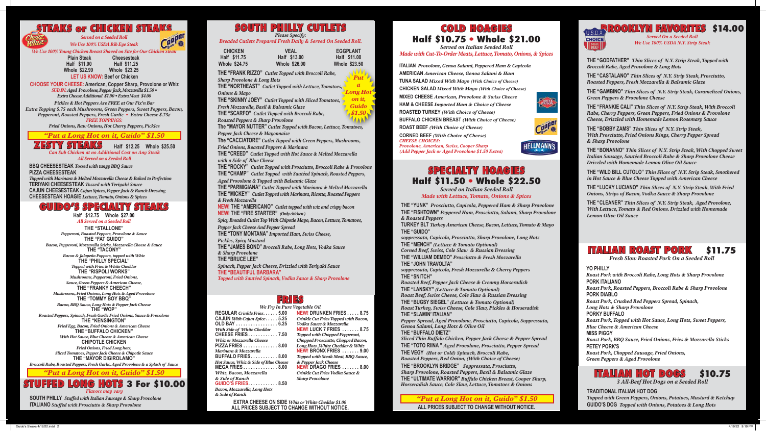# STEAKS or CHICKEN STEAKS

*Served on a Seeded Roll*

*We Use 100% USDA Rib Eye Steak*

*We Use 100% Young Chicken Breast Shaved on Site for Our Chicken Steak*

| Plain Steak | Cheesesteak |
|---|---|
| Half $11.00 | Half $11.25 |
| Whole $22.99 | Whole $23.25 |

**LET US KNOW: Beef or Chicken**

**CHOOSE YOUR CHEESE: American, Copper Sharp, Provolone or Whiz**

*SUB IN: Aged Provolone, Pepper Jack, Mozzarella $1.50 • Extra Cheese Additional $1.00 • Extra Meat $4.00*

*Pickles & Hot Peppers Are FREE at Our Fix'n Bar*

*Extra Topping $.75 each Mushrooms, Green Peppers, Sweet Peppers, Bacon, Pepperoni, Roasted Peppers, Fresh Garlic • Extra Cheese $.75¢*

*FREE TOPPINGS: Fried Onions, Raw Onions, Hot Cherry Peppers, Pickles*

*"Put a Long Hot on it, Guido" $1.50*

## ZESTY STEAKS Half $12.25 Whole $25.50

*Can Sub Chicken at no Additional Cost on Any Steak*

*All Served on a Seeded Roll*

**BBQ CHEESESTEAK** *Tossed with tangy BBQ Sauce*

**PIZZA CHEESESTEAK** *Topped with Marinara & Melted Mozzarella Cheese & Baked to Perfection*

**TERIYAKI CHEESESTEAK** *Tossed with Teriyaki Sauce*

**CAJUN CHEESESTEAK** *Cajun Spices, Pepper Jack & Ranch Dressing*

**CHEESESTEAK HOAGIE** *Lettuce, Tomato, Onions & Spices*

## GUIDO'S SPECIALTY STEAKS

**Half $12.75 Whole $27.00**

*All Served on a Seeded Roll*

**THE "STALLONE"** *Pepperoni, Roasted Peppers, Provolone & Sauce*

**THE "FAT GUIDO"** *Bacon, Pepperoni, Mozzarella Sticks, Mozzarella Cheese & Sauce*

**THE "TACONY"** *Bacon & Jalapeño Poppers, topped with Whiz*

**THE "PHILLY SPECIAL"** *Topped with Fries & White Cheddar*

**THE "RISPOLI WORKS"** *Mushrooms, Pepperoni, Fried Onions, Sauce, Green Peppers & American Cheese,*

**THE "FRANKY CHEECH"** *Mushrooms, Fried Onions, Long Hots & Aged Provolone*

**THE "TOMMY BOY BBQ"** *Bacon, BBQ Sauce, Long Hots & Pepper Jack Cheese*

**THE "WOP"** *Roasted Peppers, Spinach, Fresh Garlic Fried Onions, Sauce & Provolone*

**THE "KENSINGTON"** *Fried Egg, Bacon, Fried Onions & American Cheese*

**THE "BUFFALO CHICKEN"** *With Hot Sauce, Blue Cheese & American Cheese*

**CHIPOTLE CHICKEN** *Fried Onions, Fried Long hots, Sliced Tomatoes, Pepper Jack Cheese & Chipotle Sauce*

**THE "MAYOR DIGIROLAMO"** *Broccoli Rabe, Roasted Peppers, Fresh Garlic, Aged Provolone & a Splash of Sauce*

*"Put a Long Hot on it, Guido" $1.50*

## STUFFED LONG HOTS 3 For $10.00

*Flavors may vary*

**SOUTH PHILLY** *Stuffed with Italian Sausage & Sharp Provolone*

**ITALIANO** *Stuffed with Prosciutto & Sharp Provolone*

# SOUTH PHILLY CUTLETS

*Please Specify:*

*Breaded Cutlets Prepared Fresh Daily & Served On Seeded Roll.*

| CHICKEN | VEAL | EGGPLANT |
|---|---|---|
| Half $11.75 | Half $13.00 | Half $11.00 |
| Whole $24.75 | Whole $26.00 | Whole $23.50 |

*Put a Long Hot on it, Guido $1.50*

**THE "FRANK RIZZO"** *Cutlet Topped with Broccoli Rabe, Sharp Provolone & Long Hots*

**THE "NORTHEAST"** *Cutlet Topped with Lettuce, Tomatoes, Onions & Mayo*

**THE "SKINNY JOEY"** *Cutlet Topped with Sliced Tomatoes, Fresh Mozzarella, Basil & Balsamic Glaze*

**THE "SCARFO"** *Cutlet Topped with Broccoli Rabe, Roasted Peppers & Sharp Provolone*

**The "MAYOR NUTTER"** *Cutlet Topped with Bacon, Lettuce, Tomatoes, Pepper Jack Cheese & Mayonnaise*

**The "CACCIATORE"** *Cutlet Topped with Green Peppers, Mushrooms, Fried Onions, Roasted Peppers & Marinara*

**THE "CREED"** *Cutlet Topped with Hot Sauce & Melted Mozzarella with a Side of Blue Cheese*

**THE "ROCKY"** *Cutlet Topped with Prosciutto, Broccoli Rabe & Provolone*

**THE "CHAMP"** *Cutlet Topped with Sautéed Spinach, Roasted Peppers, Aged Provolone & Topped with Balsamic Glaze*

**THE "PARMIGIANA"** *Cutlet Topped with Marinara & Melted Mozzarella*

**THE "MICKEY"** *Cutlet Topped with Marinara, Ricotta, Roasted Peppers & Fresh Mozzarella*

**NEW! THE "AMERICANO"** *Cutlet topped with wiz and crispy bacon*

**NEW! THE "FIRE STARTER"** *(Only chicken) Spicy Breaded Cutlet Top With Chipotle Mayo, Bacon, Lettuce, Tomatoes, Pepper Jack Cheese And Pepper Spread*

**THE "TONY MONTANA"** *Imported Ham, Swiss Cheese, Pickles, Spicy Mustard*

**THE "JAMES BOND"** *Broccoli Rabe, Long Hots, Vodka Sauce & Sharp Provolone*

**THE "BRUCE LEE"** *Spinach, Pepper Jack Cheese, Drizzled with Teriyaki Sauce*

**THE "BEAUTIFUL BARBARA"** *Topped with Sautéed Spinach, Vodka Sauce & Sharp Provolone*

## FRIES

*We Fry In Pure Vegetable Oil*

**REGULAR** *Crinkle Fries* ........ 5.00

**CAJUN** *With Cajun Spice* ........ 5.25

**OLD BAY** ........ 6.25 *With Side of White Cheddar*

**CHEESE FRIES** ........ 7.50 *Whiz or Mozzarella Cheese*

**PIZZA FRIES** ........ 8.00 *Marinara & Mozzarella*

**BUFFALO FRIES** ........ 8.00 *Hot Sauce, Whiz & Side of Blue Cheese*

**MEGA FRIES** ........ 8.00 *Whiz, Bacon, Mozzarella & Side of Ranch*

**GUIDO'S FRIES** ........ 8.50 *Bacon, Mozzarella, Long Hots & Side of Ranch*

**NEW! DRUNKEN FRIES** ........ 8.75 *Crinkle Cut Fries Topped with Bacon, Vodka Sauce & Mozzarella*

**NEW! LUCK 7 FRIES** ........ 8.75 *Topped with Chopped Pepperoni, Chopped Prosciutto, Chopped Bacon, Long Hots, White Cheddar & Whiz*

**NEW! BRONX FRIES** ........ 9.00 *Topped with Steak Meat, BBQ Sauce, & Pepper Jack Cheese*

**NEW! DRAGO FRIES** ........ 8.00 *Crinkle Cut Fries Vodka Sauce & Sharp Provolone*

**EXTRA CHEESE ON SIDE** *Whiz or White Cheddar $1.00*

**ALL PRICES SUBJECT TO CHANGE WITHOUT NOTICE.**

# COLD HOAGIES

**Half $10.75 • Whole $21.00**

*Served on Italian Seeded Roll*

*Made with Cut-To-Order Meats, Lettuce, Tomato, Onions, & Spices*

**ITALIAN** *Provolone, Genoa Salami, Peppered Ham & Capicola*

**AMERICAN** *American Cheese, Genoa Salami & Ham*

**TUNA SALAD** *Mixed With Mayo (With Choice of Cheese)*

**CHICKEN SALAD** *Mixed With Mayo (With Choice of Cheese)*

**MIXED CHEESE** *American, Provolone & Swiss Cheese*

**HAM & CHEESE** *Imported Ham & Choice of Cheese*

**ROASTED TURKEY** *(With Choice of Cheese)*

**BUFFALO CHICKEN BREAST** *(With Choice of Cheese)*

**ROAST BEEF** *(With Choice of Cheese)*

**CORNED BEEF** *(With Choice of Cheese)*

*CHEESE CHOICES: Provolone, American, Swiss, Cooper Sharp (Add Pepper Jack or Aged Provolone $1.50 Extra)*

# SPECIALTY HOAGIES

**Half $11.50 • Whole $22.50**

*Served on Italian Seeded Roll*

*Made with Lettuce, Tomato, Onions & Spices*

**THE "YUNK"** *Prosciutto, Capicola, Peppered Ham & Sharp Provolone*

**THE "FISHTOWN"** *Peppered Ham, Prosciutto, Salami, Sharp Provolone & Roasted Peppers*

**TURKEY BLT** *Turkey American Cheese, Bacon, Lettuce, Tomato & Mayo*

**THE "GUIDO"** *soppressata, Capicola, Prosciutto, Sharp Provolone, Long Hots*

**THE "MENCH"** *(Lettuce & Tomato Optional) Corned Beef, Swiss, Cole Slaw & Russian Dressing*

**THE "WILLIAM DEMEO"** *Prosciutto & Fresh Mozzarella*

**THE "JOHN TRAVOLTA"** *soppressata, Capicola, Fresh Mozzarella & Cherry Peppers*

**THE "SNITCH"** *Roasted Beef, Pepper Jack Cheese & Creamy Horseradish*

**THE "LANSKY"** *(Lettuce & Tomato Optional) Roast Beef, Swiss Cheese, Cole Slaw & Russian Dressing*

**THE "BUGSY SIEGEL"** *(Lettuce & Tomato Optional) Roast Turkey, Swiss Cheese, Cole Slaw, Pickles & Horseradish*

**THE "SLAMIN' ITALIAN"** *Pepper Spread, Aged Provolone, Prosciutto, Capicola, Soppressata, Genoa Salami, Long Hots & Olive Oil*

**THE "BUFFALO DIETZ"** *Sliced Thin Buffalo Chicken, Pepper Jack Cheese & Pepper Spread*

**THE "TOTO RIINA"** *Aged Provolone, Prosciutto, Pepper Spread*

**THE VEGY** *(Hot or Cold) Spinach, Broccoli Rabe, Roasted Peppers, Red Onion, (With Choice of Cheese)*

**THE "BROOKLYN BRIDGE"** *Soppressata, Prosciutto, Sharp Provolone, Roasted Peppers, Basil & Balsamic Glaze*

**THE "ULTIMATE WARRIOR"** *Buffalo Chicken Breast, Cooper Sharp, Horseradish Sauce, Cole Slaw, Lettuce, Tomatoes & Onions*

*"Put a Long Hot on it, Guido" $1.50*

**ALL PRICES SUBJECT TO CHANGE WITHOUT NOTICE.**

# BROOKLYN FAVORITES $14.00

*Served On a Seeded Roll*

*We Use 100% USDA N.Y. Strip Steak*

**THE "GODFATHER"** *Thin Slices of N.Y. Strip Steak, Topped with Broccoli Rabe, Aged Provolone & Long Hots*

**THE "CASTALANO"** *Thin Slices of N.Y. Strip Steak, Prosciutto, Roasted Peppers, Fresh Mozzarella & Balsamic Glaze*

**THE "GAMBINO"** *Thin Slices of N.Y. Strip Steak, Caramelized Onions, Green Peppers & Provolone Cheese*

**THE "FRANKIE CALI"** *Thin Slices of N.Y. Strip Steak, With Broccoli Rabe, Cherry Peppers, Green Peppers, Fried Onions & Provolone Cheese, Drizzled with Homemade Lemon Rosemary Sauce*

**THE "BOBBY ZAMS"** *Thin Slices of N.Y. Strip Steak, With Prosciutto, Fried Onions Rings, Cherry Pepper Spread & Sharp Provolone*

**THE "BONANNO"** *Thin Slices of N.Y. Strip Steak, With Chopped Sweet Italian Sausage, Sautéed Broccoli Rabe & Sharp Provolone Cheese Drizzled with Homemade Lemon Olive Oil Sauce*

**THE "WILD BILL CUTOLO"** *Thin Slices of N.Y. Strip Steak, Smothered in Hot Sauce & Blue Cheese Topped with American Cheese*

**THE "LUCKY LUCIANO"** *Thin Slices of N.Y. Strip Steak, With Fried Onions, Strips of Bacon, Vodka Sauce & Sharp Provolone*

**THE "CLEANER"** *Thin Slices of N.Y. Strip Steak, Aged Provolone, With Lettuce, Tomato & Red Onions. Drizzled with Homemade Lemon Olive Oil Sauce*

# ITALIAN ROAST PORK $11.75

*Fresh Slow Roasted Pork On a Seeded Roll*

**YO PHILLY** *Roast Pork with Broccoli Rabe, Long Hots & Sharp Provolone*

**PORK ITALIANO** *Roast Pork, Roasted Peppers, Broccoli Rabe & Sharp Provolone*

**PORK DIABLO** *Roast Pork, Crushed Red Peppers Spread, Spinach, Long Hots & Sharp Provolone*

**PORKY BUFFALO** *Roast Pork, Topped with Hot Sauce, Long Hots, Sweet Peppers, Blue Cheese & American Cheese*

**MISS PIGGY** *Roast Pork, BBQ Sauce, Fried Onions, Fries & Mozzarella Sticks*

**PETEY PORK'S** *Roast Pork, Chopped Sausage, Fried Onions, Green Peppers & Aged Provolone*

# ITALIAN HOT DOGS $10.75

*3 All-Beef Hot Dogs on a Seeded Roll*

**TRADITIONAL ITALIAN HOT DOG** *Topped with Green Peppers, Onions, Potatoes, Mustard & Ketchup*

**GUIDO'S DOG** *Topped with Onions, Potatoes & Long Hots*